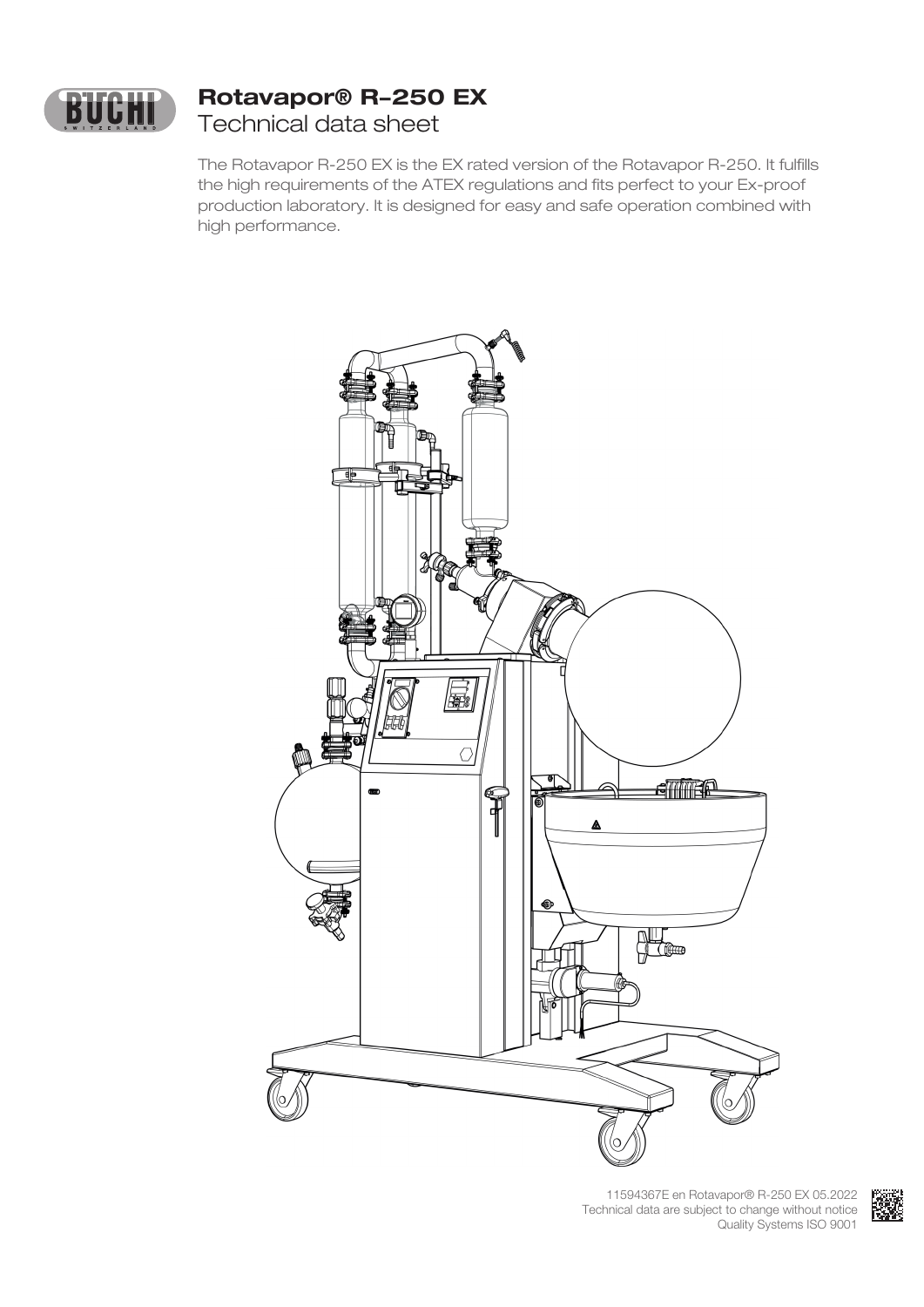# Rotavapor® R-250 EX

## Technical data sheet

The Rotavapor R-250 EX is the EX rated version of the Rotavapor R-250. It fulfills the high requirements of the ATEX regulations and fits perfect to your Ex-proof production laboratory. It is designed for easy and safe operation combined with high performance.

11594367E en Rotavapor® R-250 EX 05.2022
Technical data are subject to change without notice
Quality Systems ISO 9001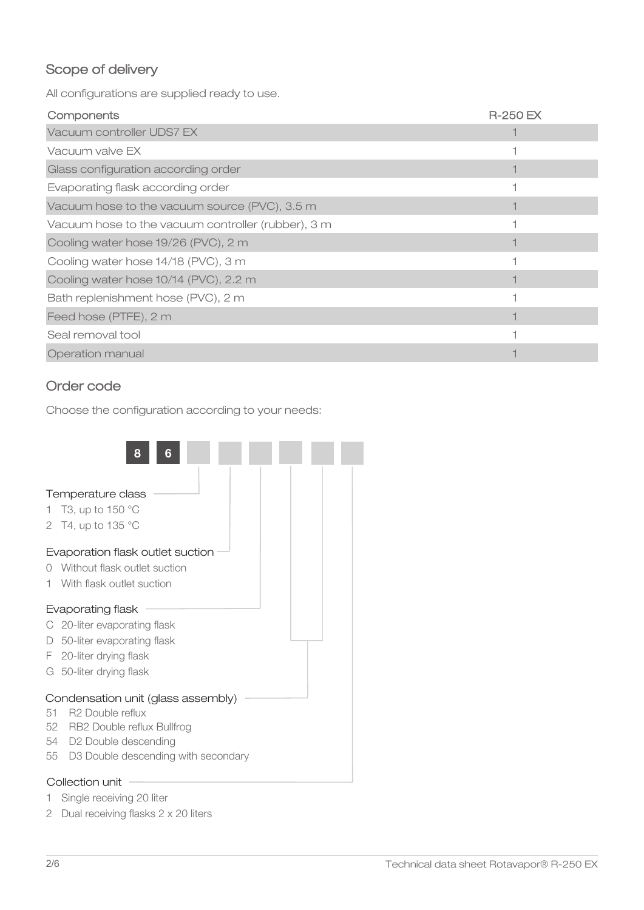## Scope of delivery

All configurations are supplied ready to use.

| Components | R-250 EX |
| --- | --- |
| Vacuum controller UDS7 EX | 1 |
| Vacuum valve EX | 1 |
| Glass configuration according order | 1 |
| Evaporating flask according order | 1 |
| Vacuum hose to the vacuum source (PVC), 3.5 m | 1 |
| Vacuum hose to the vacuum controller (rubber), 3 m | 1 |
| Cooling water hose 19/26 (PVC), 2 m | 1 |
| Cooling water hose 14/18 (PVC), 3 m | 1 |
| Cooling water hose 10/14 (PVC), 2.2 m | 1 |
| Bath replenishment hose (PVC), 2 m | 1 |
| Feed hose (PTFE), 2 m | 1 |
| Seal removal tool | 1 |
| Operation manual | 1 |

## Order code

Choose the configuration according to your needs:

8 6 _ _ _ _ _ _

**Temperature class**
1 T3, up to 150 °C
2 T4, up to 135 °C

**Evaporation flask outlet suction**
0 Without flask outlet suction
1 With flask outlet suction

**Evaporating flask**
C 20-liter evaporating flask
D 50-liter evaporating flask
F 20-liter drying flask
G 50-liter drying flask

**Condensation unit (glass assembly)**
51 R2 Double reflux
52 RB2 Double reflux Bullfrog
54 D2 Double descending
55 D3 Double descending with secondary

**Collection unit**
1 Single receiving 20 liter
2 Dual receiving flasks 2 x 20 liters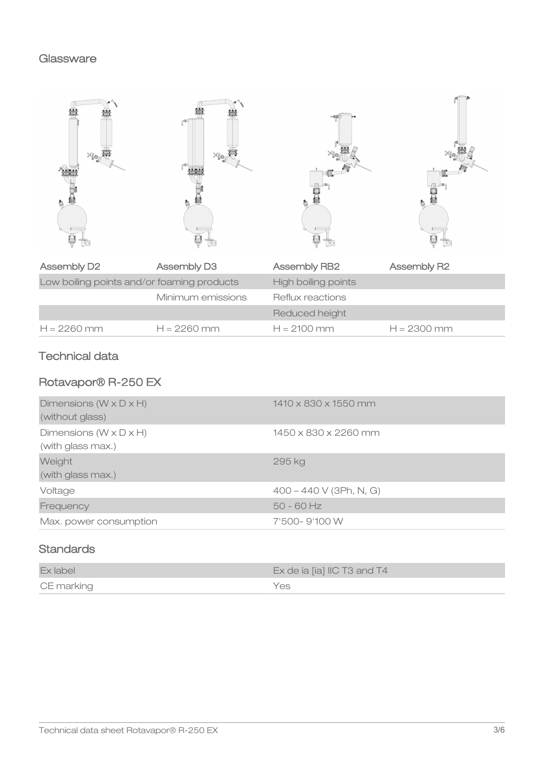## Glassware

| Assembly D2 | Assembly D3 | Assembly RB2 | Assembly R2 |
|---|---|---|---|
| Low boiling points and/or foaming products | | High boiling points | |
| | Minimum emissions | Reflux reactions | |
| | | Reduced height | |
| H = 2260 mm | H = 2260 mm | H = 2100 mm | H = 2300 mm |

## Technical data

### Rotavapor® R-250 EX

| | |
|---|---|
| Dimensions (W x D x H) (without glass) | 1410 x 830 x 1550 mm |
| Dimensions (W x D x H) (with glass max.) | 1450 x 830 x 2260 mm |
| Weight (with glass max.) | 295 kg |
| Voltage | 400 – 440 V (3Ph, N, G) |
| Frequency | 50 - 60 Hz |
| Max. power consumption | 7'500- 9'100 W |

### Standards

| | |
|---|---|
| Ex label | Ex de ia [ia] IIC T3 and T4 |
| CE marking | Yes |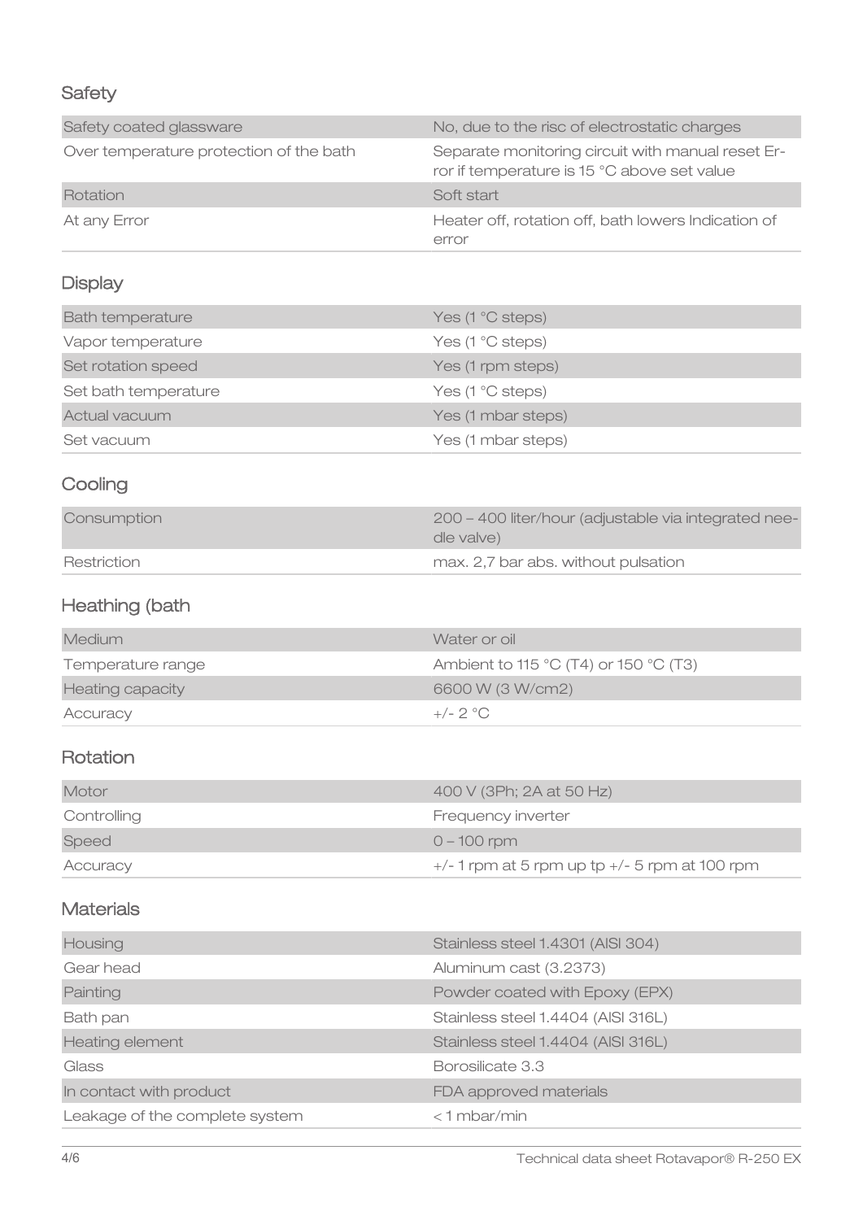## Safety

| | |
|---|---|
| Safety coated glassware | No, due to the risc of electrostatic charges |
| Over temperature protection of the bath | Separate monitoring circuit with manual reset Error if temperature is 15 °C above set value |
| Rotation | Soft start |
| At any Error | Heater off, rotation off, bath lowers Indication of error |

## Display

| | |
|---|---|
| Bath temperature | Yes (1 °C steps) |
| Vapor temperature | Yes (1 °C steps) |
| Set rotation speed | Yes (1 rpm steps) |
| Set bath temperature | Yes (1 °C steps) |
| Actual vacuum | Yes (1 mbar steps) |
| Set vacuum | Yes (1 mbar steps) |

## Cooling

| | |
|---|---|
| Consumption | 200 – 400 liter/hour (adjustable via integrated needle valve) |
| Restriction | max. 2,7 bar abs. without pulsation |

## Heathing (bath

| | |
|---|---|
| Medium | Water or oil |
| Temperature range | Ambient to 115 °C (T4) or 150 °C (T3) |
| Heating capacity | 6600 W (3 W/cm2) |
| Accuracy | +/- 2 °C |

## Rotation

| | |
|---|---|
| Motor | 400 V (3Ph; 2A at 50 Hz) |
| Controlling | Frequency inverter |
| Speed | 0 – 100 rpm |
| Accuracy | +/- 1 rpm at 5 rpm up tp +/- 5 rpm at 100 rpm |

## Materials

| | |
|---|---|
| Housing | Stainless steel 1.4301 (AISI 304) |
| Gear head | Aluminum cast (3.2373) |
| Painting | Powder coated with Epoxy (EPX) |
| Bath pan | Stainless steel 1.4404 (AISI 316L) |
| Heating element | Stainless steel 1.4404 (AISI 316L) |
| Glass | Borosilicate 3.3 |
| In contact with product | FDA approved materials |
| Leakage of the complete system | < 1 mbar/min |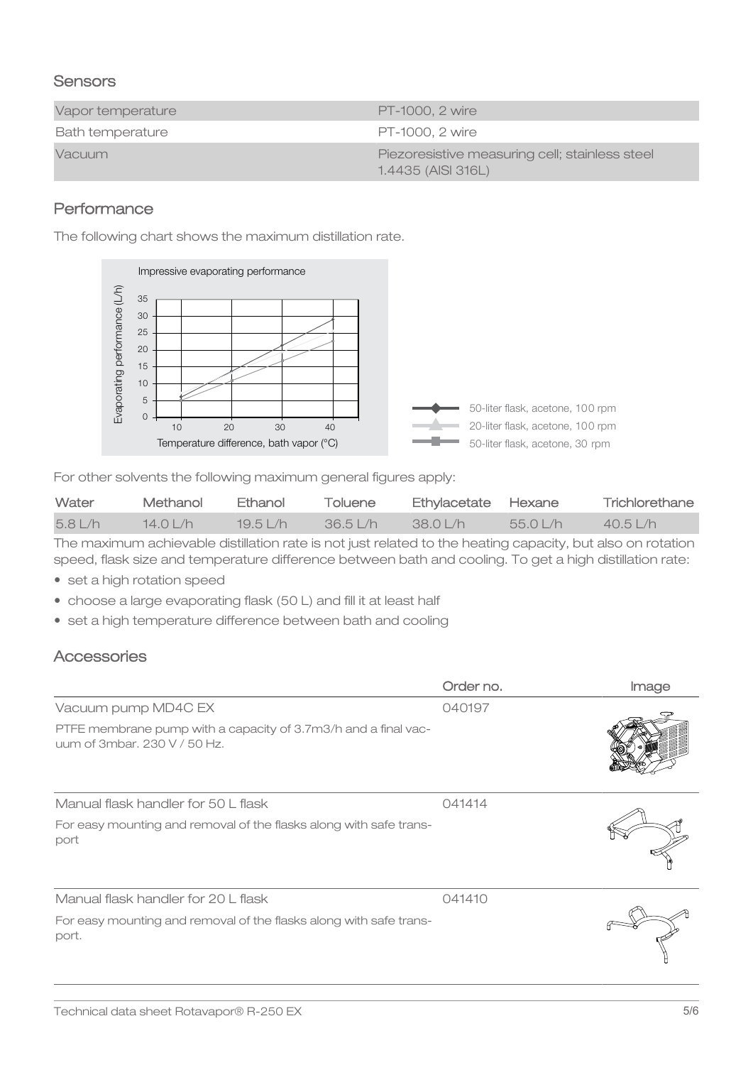## Sensors

| | |
|---|---|
| Vapor temperature | PT-1000, 2 wire |
| Bath temperature | PT-1000, 2 wire |
| Vacuum | Piezoresistive measuring cell; stainless steel 1.4435 (AISI 316L) |

## Performance

The following chart shows the maximum distillation rate.

Impressive evaporating performance

Evaporating performance (L/h)

Temperature difference, bath vapor (°C)

- 50-liter flask, acetone, 100 rpm
- 20-liter flask, acetone, 100 rpm
- 50-liter flask, acetone, 30 rpm

For other solvents the following maximum general figures apply:

| Water | Methanol | Ethanol | Toluene | Ethylacetate | Hexane | Trichlorethane |
|---|---|---|---|---|---|---|
| 5.8 L/h | 14.0 L/h | 19.5 L/h | 36.5 L/h | 38.0 L/h | 55.0 L/h | 40.5 L/h |

The maximum achievable distillation rate is not just related to the heating capacity, but also on rotation speed, flask size and temperature difference between bath and cooling. To get a high distillation rate:

- set a high rotation speed
- choose a large evaporating flask (50 L) and fill it at least half
- set a high temperature difference between bath and cooling

## Accessories

| | Order no. | Image |
|---|---|---|
| Vacuum pump MD4C EX<br>PTFE membrane pump with a capacity of 3.7m3/h and a final vacuum of 3mbar. 230 V / 50 Hz. | 040197 | |
| Manual flask handler for 50 L flask<br>For easy mounting and removal of the flasks along with safe transport | 041414 | |
| Manual flask handler for 20 L flask<br>For easy mounting and removal of the flasks along with safe transport. | 041410 | |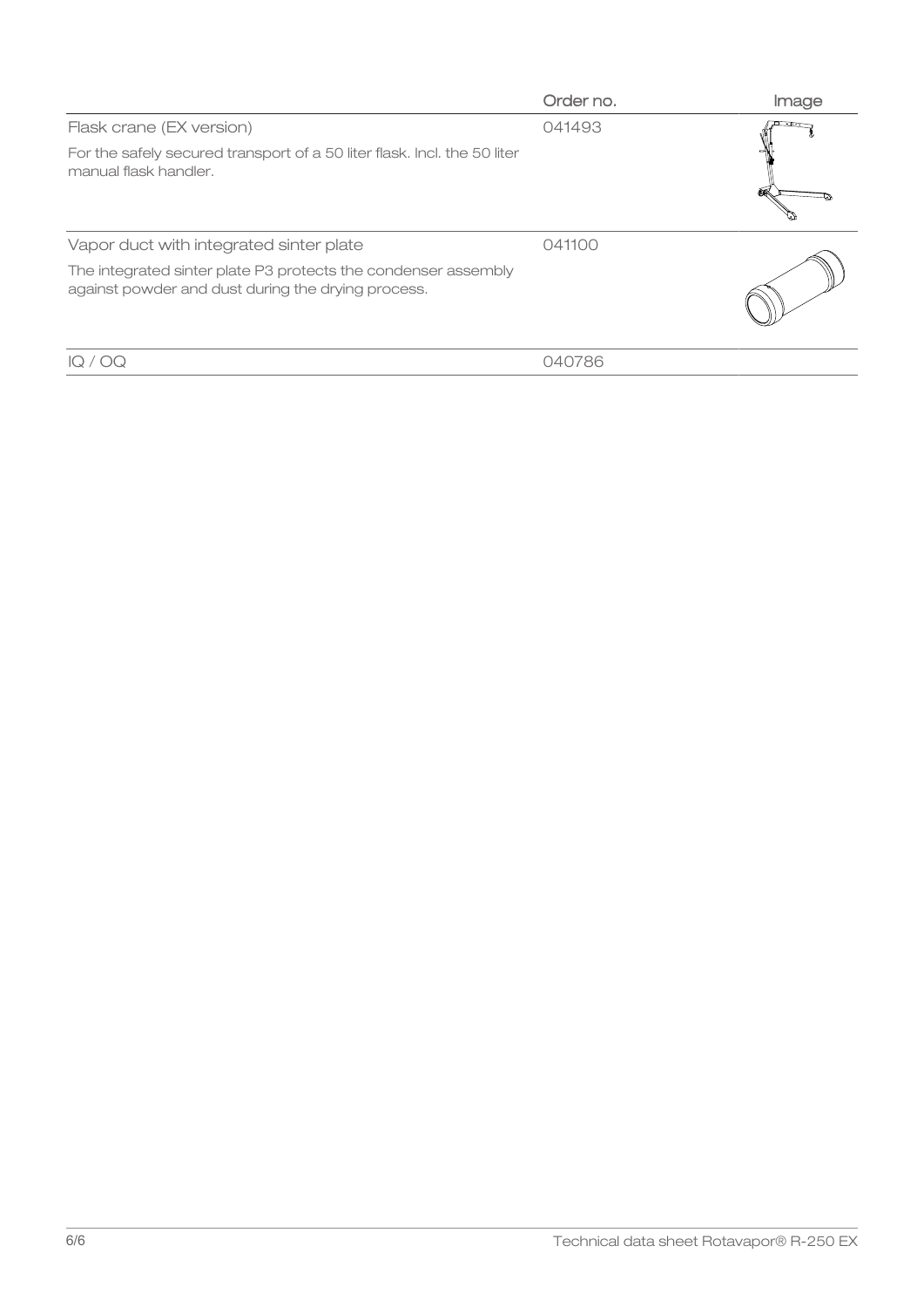| | Order no. | Image |
|---|---|---|
| Flask crane (EX version)<br>For the safely secured transport of a 50 liter flask. Incl. the 50 liter manual flask handler. | 041493 | |
| Vapor duct with integrated sinter plate<br>The integrated sinter plate P3 protects the condenser assembly against powder and dust during the drying process. | 041100 | |
| IQ / OQ | 040786 | |